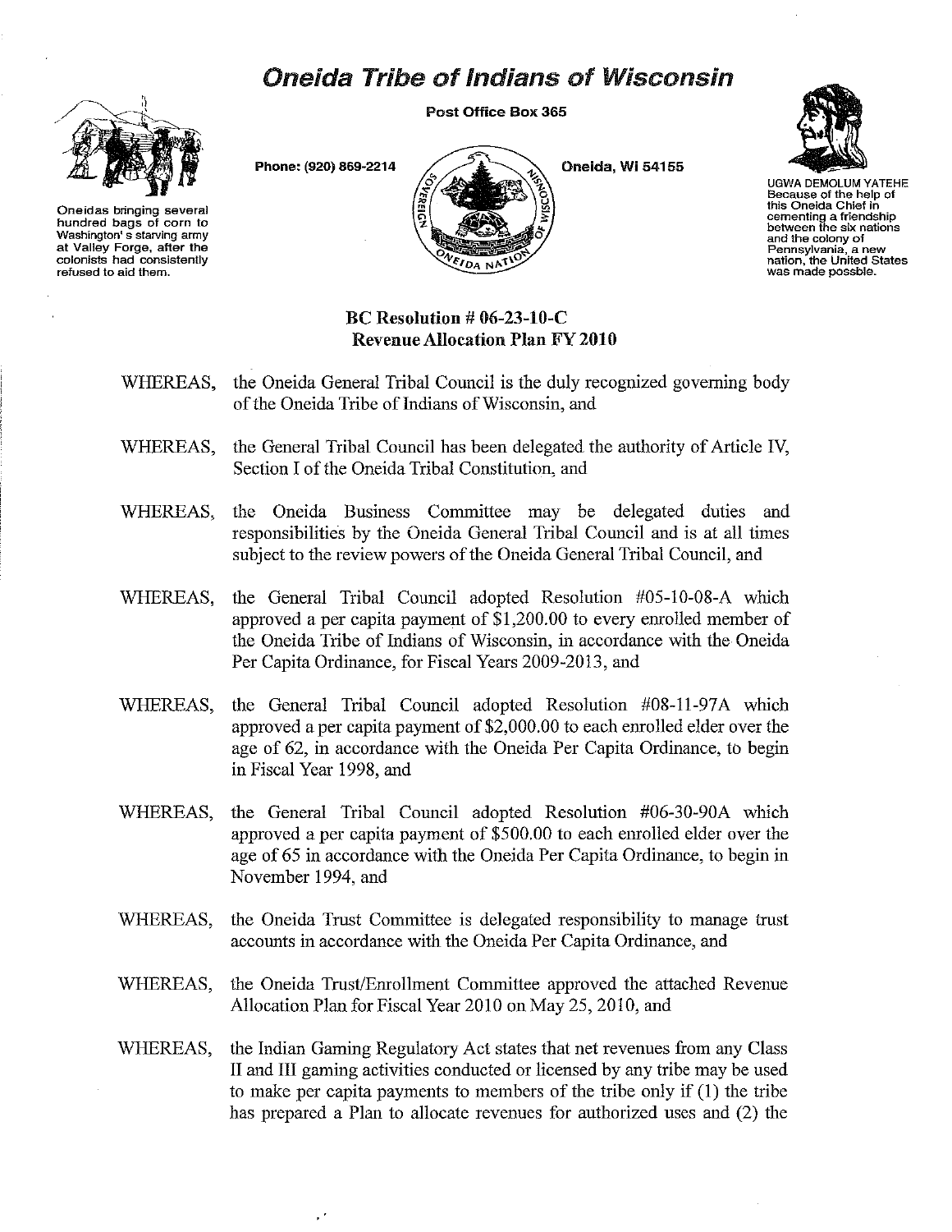# Oneida Tribe of Indians of Wisconsin

Post Office Box 365

Phone: (920) 869-2214

Oneida, WI 54155

Oneidas bringing several hundred bags of corn to Washington's starving army at Valley Forge, after the colonists had consistently refused to aid them.

UGWA DEMOLUM YATEHE Because of the help of this Oneida Chief in cementing a friendship between the six nations and the colony of Pennsylvania, a new nation, the United States was made possble.

## BC Resolution # 06-23-10-C
## Revenue Allocation Plan FY 2010

WHEREAS, the Oneida General Tribal Council is the duly recognized governing body of the Oneida Tribe of Indians of Wisconsin, and

WHEREAS, the General Tribal Council has been delegated the authority of Article IV, Section I of the Oneida Tribal Constitution, and

WHEREAS, the Oneida Business Committee may be delegated duties and responsibilities by the Oneida General Tribal Council and is at all times subject to the review powers of the Oneida General Tribal Council, and

WHEREAS, the General Tribal Council adopted Resolution #05-10-08-A which approved a per capita payment of $1,200.00 to every enrolled member of the Oneida Tribe of Indians of Wisconsin, in accordance with the Oneida Per Capita Ordinance, for Fiscal Years 2009-2013, and

WHEREAS, the General Tribal Council adopted Resolution #08-11-97A which approved a per capita payment of $2,000.00 to each enrolled elder over the age of 62, in accordance with the Oneida Per Capita Ordinance, to begin in Fiscal Year 1998, and

WHEREAS, the General Tribal Council adopted Resolution #06-30-90A which approved a per capita payment of $500.00 to each enrolled elder over the age of 65 in accordance with the Oneida Per Capita Ordinance, to begin in November 1994, and

WHEREAS, the Oneida Trust Committee is delegated responsibility to manage trust accounts in accordance with the Oneida Per Capita Ordinance, and

WHEREAS, the Oneida Trust/Enrollment Committee approved the attached Revenue Allocation Plan for Fiscal Year 2010 on May 25, 2010, and

WHEREAS, the Indian Gaming Regulatory Act states that net revenues from any Class II and III gaming activities conducted or licensed by any tribe may be used to make per capita payments to members of the tribe only if (1) the tribe has prepared a Plan to allocate revenues for authorized uses and (2) the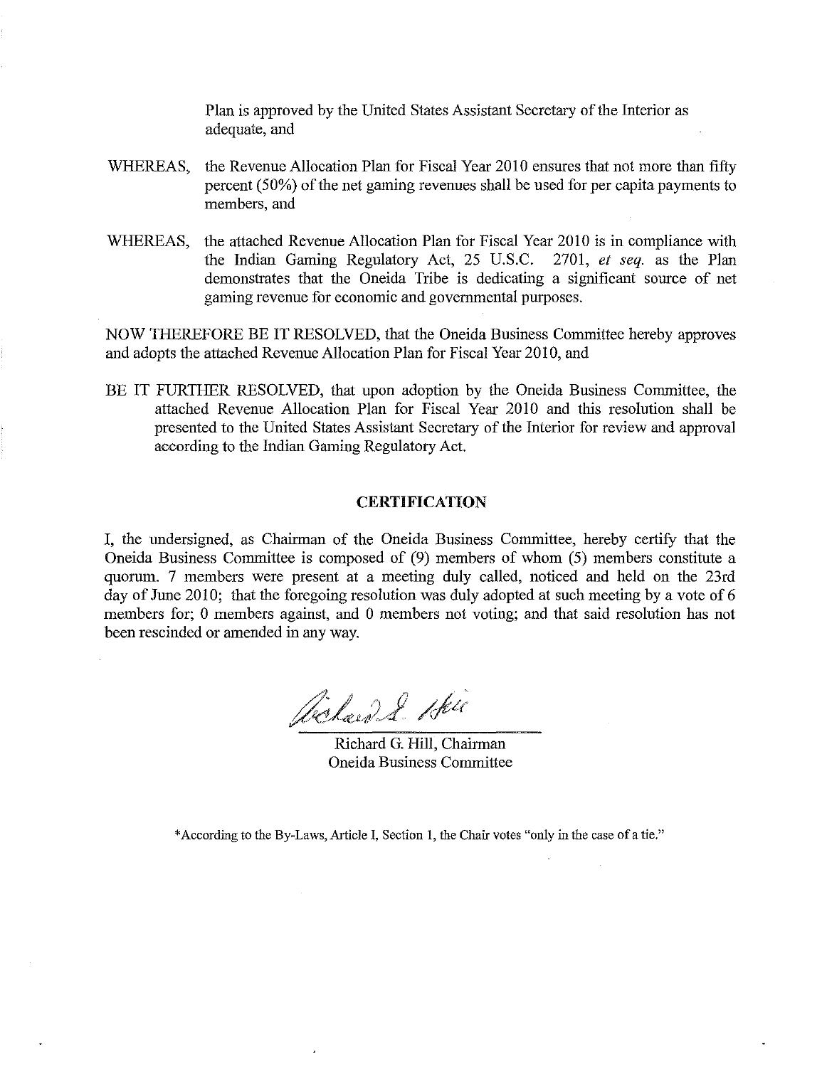Plan is approved by the United States Assistant Secretary of the Interior as adequate, and

WHEREAS, the Revenue Allocation Plan for Fiscal Year 2010 ensures that not more than fifty percent (50%) of the net gaming revenues shall be used for per capita payments to members, and

WHEREAS, the attached Revenue Allocation Plan for Fiscal Year 2010 is in compliance with the Indian Gaming Regulatory Act, 25 U.S.C. 2701, *et seq.* as the Plan demonstrates that the Oneida Tribe is dedicating a significant source of net gaming revenue for economic and governmental purposes.

NOW THEREFORE BE IT RESOLVED, that the Oneida Business Committee hereby approves and adopts the attached Revenue Allocation Plan for Fiscal Year 2010, and

BE IT FURTHER RESOLVED, that upon adoption by the Oneida Business Committee, the attached Revenue Allocation Plan for Fiscal Year 2010 and this resolution shall be presented to the United States Assistant Secretary of the Interior for review and approval according to the Indian Gaming Regulatory Act.

## CERTIFICATION

I, the undersigned, as Chairman of the Oneida Business Committee, hereby certify that the Oneida Business Committee is composed of (9) members of whom (5) members constitute a quorum. 7 members were present at a meeting duly called, noticed and held on the 23rd day of June 2010; that the foregoing resolution was duly adopted at such meeting by a vote of 6 members for; 0 members against, and 0 members not voting; and that said resolution has not been rescinded or amended in any way.

Richard G. Hill, Chairman
Oneida Business Committee

*According to the By-Laws, Article I, Section 1, the Chair votes "only in the case of a tie."